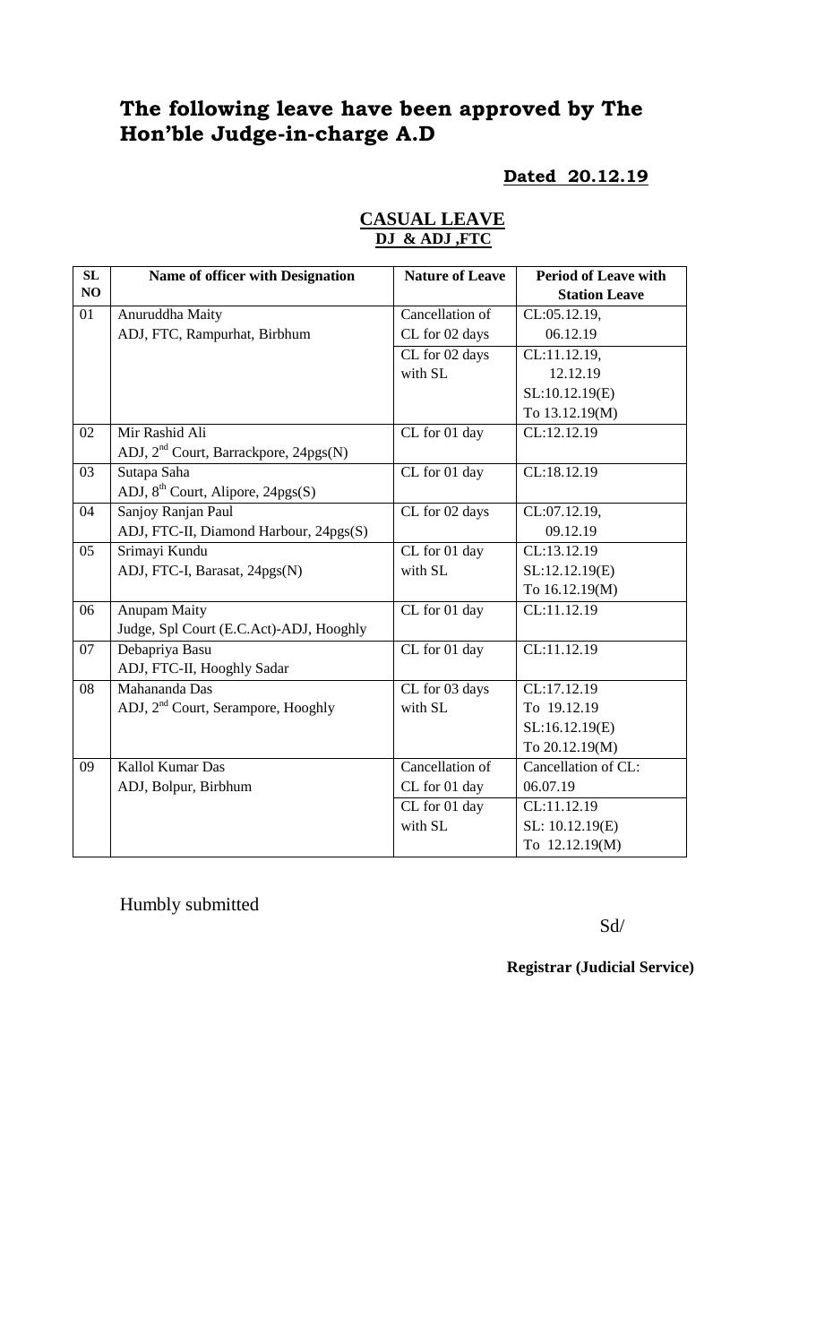# The following leave have been approved by The Hon'ble Judge-in-charge A.D

**Dated 20.12.19**

**CASUAL LEAVE**
**DJ & ADJ ,FTC**

| SL NO | Name of officer with Designation | Nature of Leave | Period of Leave with Station Leave |
|---|---|---|---|
| 01 | Anuruddha Maity<br>ADJ, FTC, Rampurhat, Birbhum | Cancellation of CL for 02 days | CL:05.12.19, 06.12.19 |
| | | CL for 02 days with SL | CL:11.12.19, 12.12.19<br>SL:10.12.19(E) To 13.12.19(M) |
| 02 | Mir Rashid Ali<br>ADJ, 2nd Court, Barrackpore, 24pgs(N) | CL for 01 day | CL:12.12.19 |
| 03 | Sutapa Saha<br>ADJ, 8th Court, Alipore, 24pgs(S) | CL for 01 day | CL:18.12.19 |
| 04 | Sanjoy Ranjan Paul<br>ADJ, FTC-II, Diamond Harbour, 24pgs(S) | CL for 02 days | CL:07.12.19, 09.12.19 |
| 05 | Srimayi Kundu<br>ADJ, FTC-I, Barasat, 24pgs(N) | CL for 01 day with SL | CL:13.12.19<br>SL:12.12.19(E) To 16.12.19(M) |
| 06 | Anupam Maity<br>Judge, Spl Court (E.C.Act)-ADJ, Hooghly | CL for 01 day | CL:11.12.19 |
| 07 | Debapriya Basu<br>ADJ, FTC-II, Hooghly Sadar | CL for 01 day | CL:11.12.19 |
| 08 | Mahananda Das<br>ADJ, 2nd Court, Serampore, Hooghly | CL for 03 days with SL | CL:17.12.19 To 19.12.19<br>SL:16.12.19(E) To 20.12.19(M) |
| 09 | Kallol Kumar Das<br>ADJ, Bolpur, Birbhum | Cancellation of CL for 01 day | Cancellation of CL: 06.07.19 |
| | | CL for 01 day with SL | CL:11.12.19<br>SL: 10.12.19(E) To 12.12.19(M) |

Humbly submitted

Sd/

**Registrar (Judicial Service)**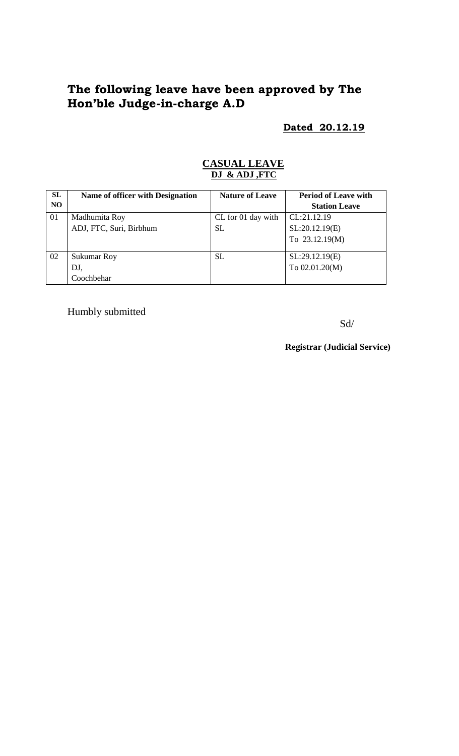# The following leave have been approved by The Hon'ble Judge-in-charge A.D

**Dated 20.12.19**

**CASUAL LEAVE**
**DJ & ADJ ,FTC**

| SL NO | Name of officer with Designation | Nature of Leave | Period of Leave with Station Leave |
|---|---|---|---|
| 01 | Madhumita Roy<br>ADJ, FTC, Suri, Birbhum | CL for 01 day with SL | CL:21.12.19<br>SL:20.12.19(E)<br>To 23.12.19(M) |
| 02 | Sukumar Roy<br>DJ,<br>Coochbehar | SL | SL:29.12.19(E)<br>To 02.01.20(M) |

Humbly submitted

Sd/

**Registrar (Judicial Service)**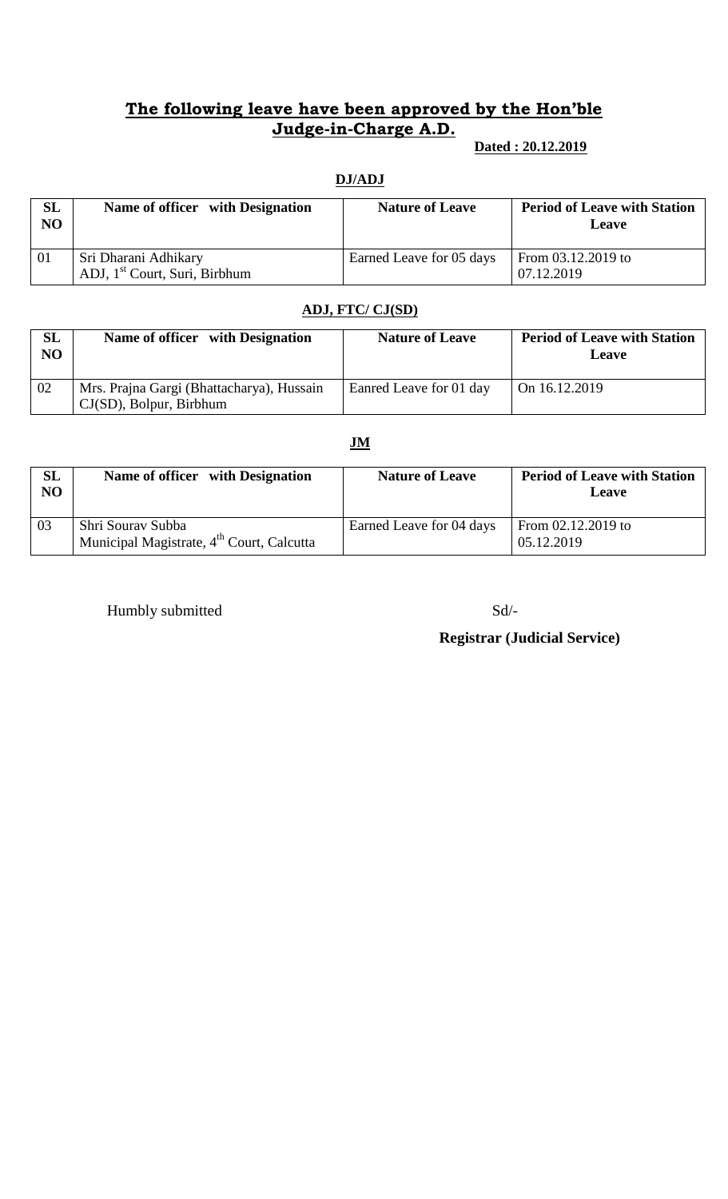## **The following leave have been approved by the Hon'ble Judge-in-Charge A.D.**

**Dated : 20.12.2019**

**DJ/ADJ**

| SL NO | Name of officer with Designation | Nature of Leave | Period of Leave with Station Leave |
|---|---|---|---|
| 01 | Sri Dharani Adhikary ADJ, 1st Court, Suri, Birbhum | Earned Leave for 05 days | From 03.12.2019 to 07.12.2019 |

**ADJ, FTC/ CJ(SD)**

| SL NO | Name of officer with Designation | Nature of Leave | Period of Leave with Station Leave |
|---|---|---|---|
| 02 | Mrs. Prajna Gargi (Bhattacharya), Hussain CJ(SD), Bolpur, Birbhum | Eanred Leave for 01 day | On 16.12.2019 |

**JM**

| SL NO | Name of officer with Designation | Nature of Leave | Period of Leave with Station Leave |
|---|---|---|---|
| 03 | Shri Sourav Subba Municipal Magistrate, 4th Court, Calcutta | Earned Leave for 04 days | From 02.12.2019 to 05.12.2019 |

Humbly submitted

Sd/-

**Registrar (Judicial Service)**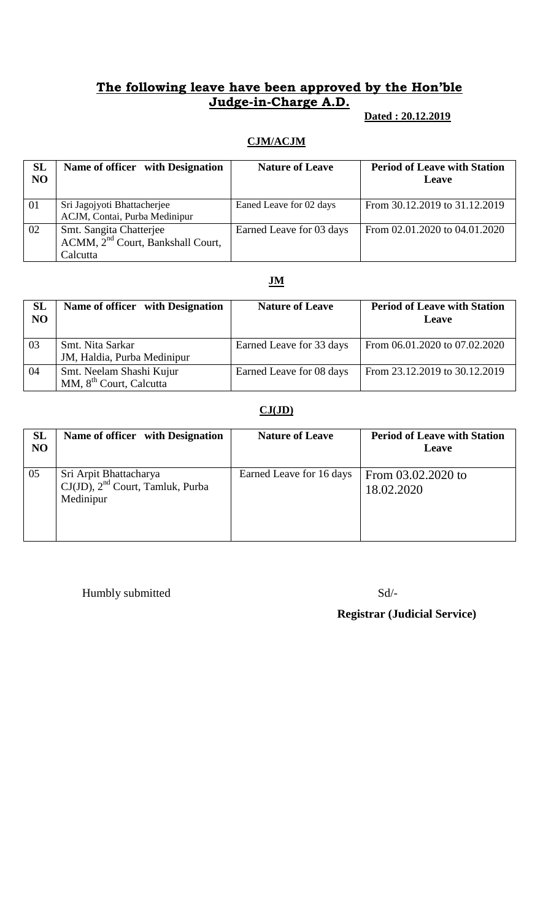## The following leave have been approved by the Hon'ble Judge-in-Charge A.D.

**Dated : 20.12.2019**

### CJM/ACJM

| SL NO | Name of officer with Designation | Nature of Leave | Period of Leave with Station Leave |
|---|---|---|---|
| 01 | Sri Jagojyoti Bhattacherjee ACJM, Contai, Purba Medinipur | Eaned Leave for 02 days | From 30.12.2019 to 31.12.2019 |
| 02 | Smt. Sangita Chatterjee ACMM, 2nd Court, Bankshall Court, Calcutta | Earned Leave for 03 days | From 02.01.2020 to 04.01.2020 |

### JM

| SL NO | Name of officer with Designation | Nature of Leave | Period of Leave with Station Leave |
|---|---|---|---|
| 03 | Smt. Nita Sarkar JM, Haldia, Purba Medinipur | Earned Leave for 33 days | From 06.01.2020 to 07.02.2020 |
| 04 | Smt. Neelam Shashi Kujur MM, 8th Court, Calcutta | Earned Leave for 08 days | From 23.12.2019 to 30.12.2019 |

### CJ(JD)

| SL NO | Name of officer with Designation | Nature of Leave | Period of Leave with Station Leave |
|---|---|---|---|
| 05 | Sri Arpit Bhattacharya CJ(JD), 2nd Court, Tamluk, Purba Medinipur | Earned Leave for 16 days | From 03.02.2020 to 18.02.2020 |

Humbly submitted

Sd/-

**Registrar (Judicial Service)**